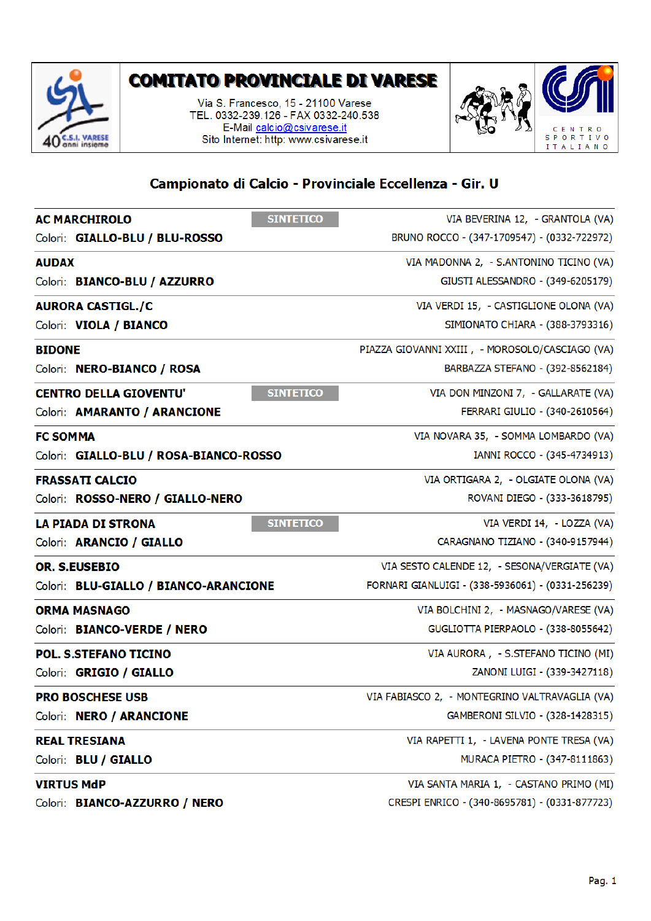# COMITATO PROVINCIALE DI VARESE

Via S. Francesco, 15 - 21100 Varese
TEL. 0332-239.126 - FAX 0332-240.538
E-Mail calcio@csivarese.it
Sito Internet: http: www.csivarese.it

## Campionato di Calcio - Provinciale Eccellenza - Gir. U

**AC MARCHIROLO** — SINTETICO — VIA BEVERINA 12, - GRANTOLA (VA)
Colori: **GIALLO-BLU / BLU-ROSSO** — BRUNO ROCCO - (347-1709547) - (0332-722972)

**AUDAX** — VIA MADONNA 2, - S.ANTONINO TICINO (VA)
Colori: **BIANCO-BLU / AZZURRO** — GIUSTI ALESSANDRO - (349-6205179)

**AURORA CASTIGL./C** — VIA VERDI 15, - CASTIGLIONE OLONA (VA)
Colori: **VIOLA / BIANCO** — SIMIONATO CHIARA - (388-3793316)

**BIDONE** — PIAZZA GIOVANNI XXIII , - MOROSOLO/CASCIAGO (VA)
Colori: **NERO-BIANCO / ROSA** — BARBAZZA STEFANO - (392-8562184)

**CENTRO DELLA GIOVENTU'** — SINTETICO — VIA DON MINZONI 7, - GALLARATE (VA)
Colori: **AMARANTO / ARANCIONE** — FERRARI GIULIO - (340-2610564)

**FC SOMMA** — VIA NOVARA 35, - SOMMA LOMBARDO (VA)
Colori: **GIALLO-BLU / ROSA-BIANCO-ROSSO** — IANNI ROCCO - (345-4734913)

**FRASSATI CALCIO** — VIA ORTIGARA 2, - OLGIATE OLONA (VA)
Colori: **ROSSO-NERO / GIALLO-NERO** — ROVANI DIEGO - (333-3618795)

**LA PIADA DI STRONA** — SINTETICO — VIA VERDI 14, - LOZZA (VA)
Colori: **ARANCIO / GIALLO** — CARAGNANO TIZIANO - (340-9157944)

**OR. S.EUSEBIO** — VIA SESTO CALENDE 12, - SESONA/VERGIATE (VA)
Colori: **BLU-GIALLO / BIANCO-ARANCIONE** — FORNARI GIANLUIGI - (338-5936061) - (0331-256239)

**ORMA MASNAGO** — VIA BOLCHINI 2, - MASNAGO/VARESE (VA)
Colori: **BIANCO-VERDE / NERO** — GUGLIOTTA PIERPAOLO - (338-8055642)

**POL. S.STEFANO TICINO** — VIA AURORA , - S.STEFANO TICINO (MI)
Colori: **GRIGIO / GIALLO** — ZANONI LUIGI - (339-3427118)

**PRO BOSCHESE USB** — VIA FABIASCO 2, - MONTEGRINO VALTRAVAGLIA (VA)
Colori: **NERO / ARANCIONE** — GAMBERONI SILVIO - (328-1428315)

**REAL TRESIANA** — VIA RAPETTI 1, - LAVENA PONTE TRESA (VA)
Colori: **BLU / GIALLO** — MURACA PIETRO - (347-8111863)

**VIRTUS MdP** — VIA SANTA MARIA 1, - CASTANO PRIMO (MI)
Colori: **BIANCO-AZZURRO / NERO** — CRESPI ENRICO - (340-8695781) - (0331-877723)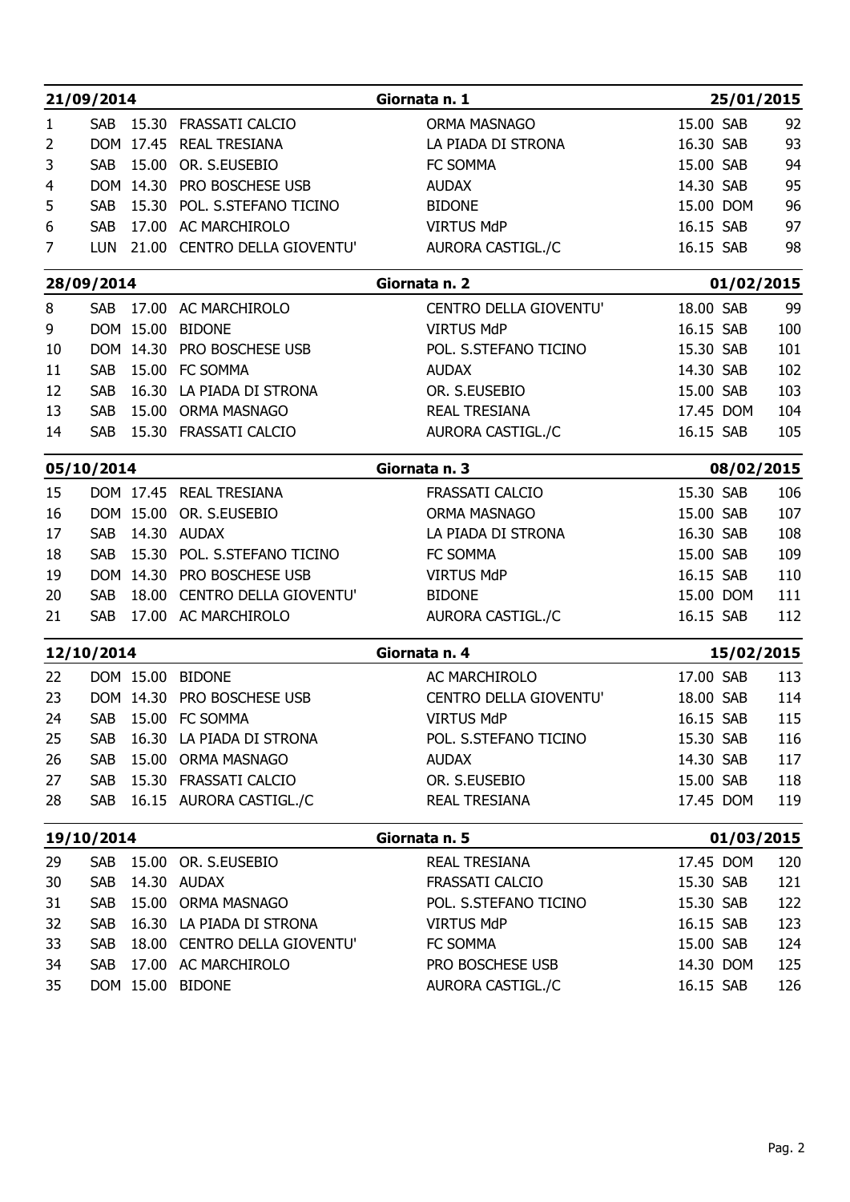| 21/09/2014 | | | | Giornata n. 1 | | | 25/01/2015 |
|---|---|---|---|---|---|---|---|
| 1 | SAB | 15.30 | FRASSATI CALCIO | ORMA MASNAGO | 15.00 | SAB | 92 |
| 2 | DOM | 17.45 | REAL TRESIANA | LA PIADA DI STRONA | 16.30 | SAB | 93 |
| 3 | SAB | 15.00 | OR. S.EUSEBIO | FC SOMMA | 15.00 | SAB | 94 |
| 4 | DOM | 14.30 | PRO BOSCHESE USB | AUDAX | 14.30 | SAB | 95 |
| 5 | SAB | 15.30 | POL. S.STEFANO TICINO | BIDONE | 15.00 | DOM | 96 |
| 6 | SAB | 17.00 | AC MARCHIROLO | VIRTUS MdP | 16.15 | SAB | 97 |
| 7 | LUN | 21.00 | CENTRO DELLA GIOVENTU' | AURORA CASTIGL./C | 16.15 | SAB | 98 |

| 28/09/2014 | | | | Giornata n. 2 | | | 01/02/2015 |
|---|---|---|---|---|---|---|---|
| 8 | SAB | 17.00 | AC MARCHIROLO | CENTRO DELLA GIOVENTU' | 18.00 | SAB | 99 |
| 9 | DOM | 15.00 | BIDONE | VIRTUS MdP | 16.15 | SAB | 100 |
| 10 | DOM | 14.30 | PRO BOSCHESE USB | POL. S.STEFANO TICINO | 15.30 | SAB | 101 |
| 11 | SAB | 15.00 | FC SOMMA | AUDAX | 14.30 | SAB | 102 |
| 12 | SAB | 16.30 | LA PIADA DI STRONA | OR. S.EUSEBIO | 15.00 | SAB | 103 |
| 13 | SAB | 15.00 | ORMA MASNAGO | REAL TRESIANA | 17.45 | DOM | 104 |
| 14 | SAB | 15.30 | FRASSATI CALCIO | AURORA CASTIGL./C | 16.15 | SAB | 105 |

| 05/10/2014 | | | | Giornata n. 3 | | | 08/02/2015 |
|---|---|---|---|---|---|---|---|
| 15 | DOM | 17.45 | REAL TRESIANA | FRASSATI CALCIO | 15.30 | SAB | 106 |
| 16 | DOM | 15.00 | OR. S.EUSEBIO | ORMA MASNAGO | 15.00 | SAB | 107 |
| 17 | SAB | 14.30 | AUDAX | LA PIADA DI STRONA | 16.30 | SAB | 108 |
| 18 | SAB | 15.30 | POL. S.STEFANO TICINO | FC SOMMA | 15.00 | SAB | 109 |
| 19 | DOM | 14.30 | PRO BOSCHESE USB | VIRTUS MdP | 16.15 | SAB | 110 |
| 20 | SAB | 18.00 | CENTRO DELLA GIOVENTU' | BIDONE | 15.00 | DOM | 111 |
| 21 | SAB | 17.00 | AC MARCHIROLO | AURORA CASTIGL./C | 16.15 | SAB | 112 |

| 12/10/2014 | | | | Giornata n. 4 | | | 15/02/2015 |
|---|---|---|---|---|---|---|---|
| 22 | DOM | 15.00 | BIDONE | AC MARCHIROLO | 17.00 | SAB | 113 |
| 23 | DOM | 14.30 | PRO BOSCHESE USB | CENTRO DELLA GIOVENTU' | 18.00 | SAB | 114 |
| 24 | SAB | 15.00 | FC SOMMA | VIRTUS MdP | 16.15 | SAB | 115 |
| 25 | SAB | 16.30 | LA PIADA DI STRONA | POL. S.STEFANO TICINO | 15.30 | SAB | 116 |
| 26 | SAB | 15.00 | ORMA MASNAGO | AUDAX | 14.30 | SAB | 117 |
| 27 | SAB | 15.30 | FRASSATI CALCIO | OR. S.EUSEBIO | 15.00 | SAB | 118 |
| 28 | SAB | 16.15 | AURORA CASTIGL./C | REAL TRESIANA | 17.45 | DOM | 119 |

| 19/10/2014 | | | | Giornata n. 5 | | | 01/03/2015 |
|---|---|---|---|---|---|---|---|
| 29 | SAB | 15.00 | OR. S.EUSEBIO | REAL TRESIANA | 17.45 | DOM | 120 |
| 30 | SAB | 14.30 | AUDAX | FRASSATI CALCIO | 15.30 | SAB | 121 |
| 31 | SAB | 15.00 | ORMA MASNAGO | POL. S.STEFANO TICINO | 15.30 | SAB | 122 |
| 32 | SAB | 16.30 | LA PIADA DI STRONA | VIRTUS MdP | 16.15 | SAB | 123 |
| 33 | SAB | 18.00 | CENTRO DELLA GIOVENTU' | FC SOMMA | 15.00 | SAB | 124 |
| 34 | SAB | 17.00 | AC MARCHIROLO | PRO BOSCHESE USB | 14.30 | DOM | 125 |
| 35 | DOM | 15.00 | BIDONE | AURORA CASTIGL./C | 16.15 | SAB | 126 |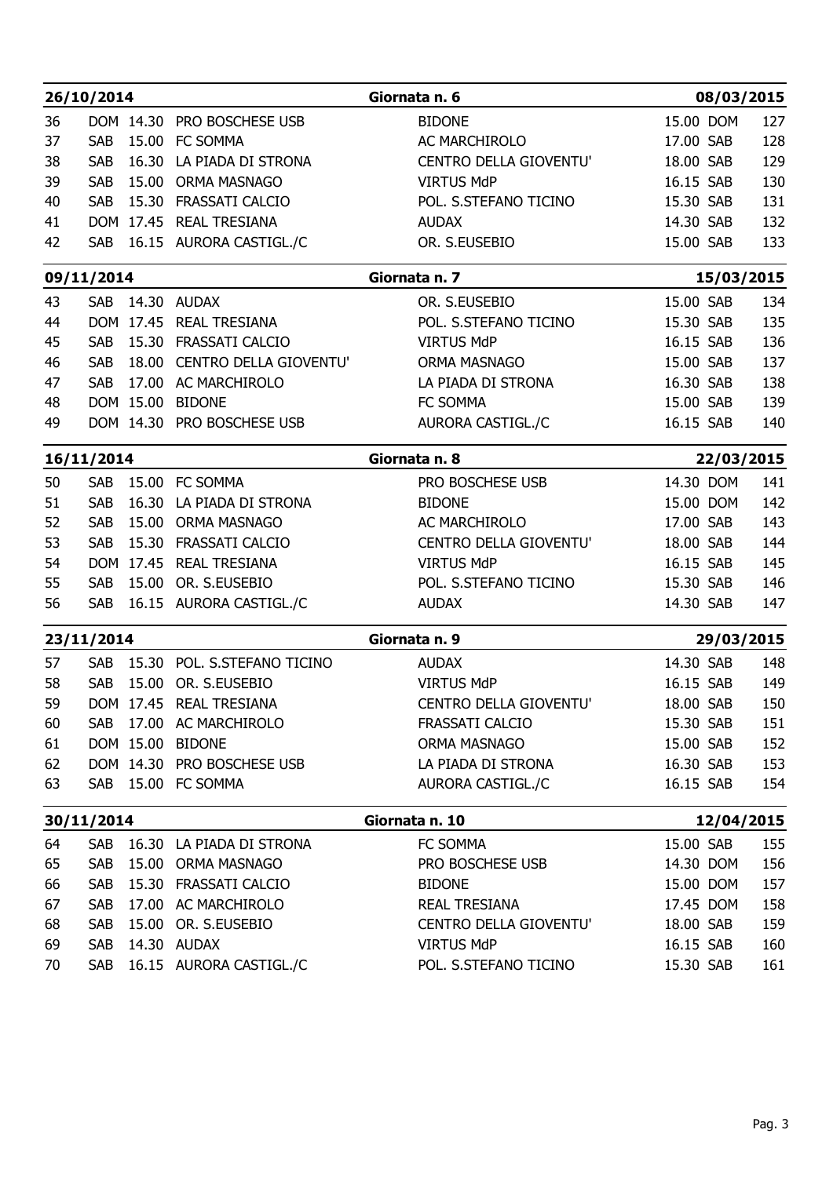| 26/10/2014 | | | | Giornata n. 6 | | | 08/03/2015 |
|---|---|---|---|---|---|---|---|
| 36 | DOM | 14.30 | PRO BOSCHESE USB | BIDONE | 15.00 | DOM | 127 |
| 37 | SAB | 15.00 | FC SOMMA | AC MARCHIROLO | 17.00 | SAB | 128 |
| 38 | SAB | 16.30 | LA PIADA DI STRONA | CENTRO DELLA GIOVENTU' | 18.00 | SAB | 129 |
| 39 | SAB | 15.00 | ORMA MASNAGO | VIRTUS MdP | 16.15 | SAB | 130 |
| 40 | SAB | 15.30 | FRASSATI CALCIO | POL. S.STEFANO TICINO | 15.30 | SAB | 131 |
| 41 | DOM | 17.45 | REAL TRESIANA | AUDAX | 14.30 | SAB | 132 |
| 42 | SAB | 16.15 | AURORA CASTIGL./C | OR. S.EUSEBIO | 15.00 | SAB | 133 |

| 09/11/2014 | | | | Giornata n. 7 | | | 15/03/2015 |
|---|---|---|---|---|---|---|---|
| 43 | SAB | 14.30 | AUDAX | OR. S.EUSEBIO | 15.00 | SAB | 134 |
| 44 | DOM | 17.45 | REAL TRESIANA | POL. S.STEFANO TICINO | 15.30 | SAB | 135 |
| 45 | SAB | 15.30 | FRASSATI CALCIO | VIRTUS MdP | 16.15 | SAB | 136 |
| 46 | SAB | 18.00 | CENTRO DELLA GIOVENTU' | ORMA MASNAGO | 15.00 | SAB | 137 |
| 47 | SAB | 17.00 | AC MARCHIROLO | LA PIADA DI STRONA | 16.30 | SAB | 138 |
| 48 | DOM | 15.00 | BIDONE | FC SOMMA | 15.00 | SAB | 139 |
| 49 | DOM | 14.30 | PRO BOSCHESE USB | AURORA CASTIGL./C | 16.15 | SAB | 140 |

| 16/11/2014 | | | | Giornata n. 8 | | | 22/03/2015 |
|---|---|---|---|---|---|---|---|
| 50 | SAB | 15.00 | FC SOMMA | PRO BOSCHESE USB | 14.30 | DOM | 141 |
| 51 | SAB | 16.30 | LA PIADA DI STRONA | BIDONE | 15.00 | DOM | 142 |
| 52 | SAB | 15.00 | ORMA MASNAGO | AC MARCHIROLO | 17.00 | SAB | 143 |
| 53 | SAB | 15.30 | FRASSATI CALCIO | CENTRO DELLA GIOVENTU' | 18.00 | SAB | 144 |
| 54 | DOM | 17.45 | REAL TRESIANA | VIRTUS MdP | 16.15 | SAB | 145 |
| 55 | SAB | 15.00 | OR. S.EUSEBIO | POL. S.STEFANO TICINO | 15.30 | SAB | 146 |
| 56 | SAB | 16.15 | AURORA CASTIGL./C | AUDAX | 14.30 | SAB | 147 |

| 23/11/2014 | | | | Giornata n. 9 | | | 29/03/2015 |
|---|---|---|---|---|---|---|---|
| 57 | SAB | 15.30 | POL. S.STEFANO TICINO | AUDAX | 14.30 | SAB | 148 |
| 58 | SAB | 15.00 | OR. S.EUSEBIO | VIRTUS MdP | 16.15 | SAB | 149 |
| 59 | DOM | 17.45 | REAL TRESIANA | CENTRO DELLA GIOVENTU' | 18.00 | SAB | 150 |
| 60 | SAB | 17.00 | AC MARCHIROLO | FRASSATI CALCIO | 15.30 | SAB | 151 |
| 61 | DOM | 15.00 | BIDONE | ORMA MASNAGO | 15.00 | SAB | 152 |
| 62 | DOM | 14.30 | PRO BOSCHESE USB | LA PIADA DI STRONA | 16.30 | SAB | 153 |
| 63 | SAB | 15.00 | FC SOMMA | AURORA CASTIGL./C | 16.15 | SAB | 154 |

| 30/11/2014 | | | | Giornata n. 10 | | | 12/04/2015 |
|---|---|---|---|---|---|---|---|
| 64 | SAB | 16.30 | LA PIADA DI STRONA | FC SOMMA | 15.00 | SAB | 155 |
| 65 | SAB | 15.00 | ORMA MASNAGO | PRO BOSCHESE USB | 14.30 | DOM | 156 |
| 66 | SAB | 15.30 | FRASSATI CALCIO | BIDONE | 15.00 | DOM | 157 |
| 67 | SAB | 17.00 | AC MARCHIROLO | REAL TRESIANA | 17.45 | DOM | 158 |
| 68 | SAB | 15.00 | OR. S.EUSEBIO | CENTRO DELLA GIOVENTU' | 18.00 | SAB | 159 |
| 69 | SAB | 14.30 | AUDAX | VIRTUS MdP | 16.15 | SAB | 160 |
| 70 | SAB | 16.15 | AURORA CASTIGL./C | POL. S.STEFANO TICINO | 15.30 | SAB | 161 |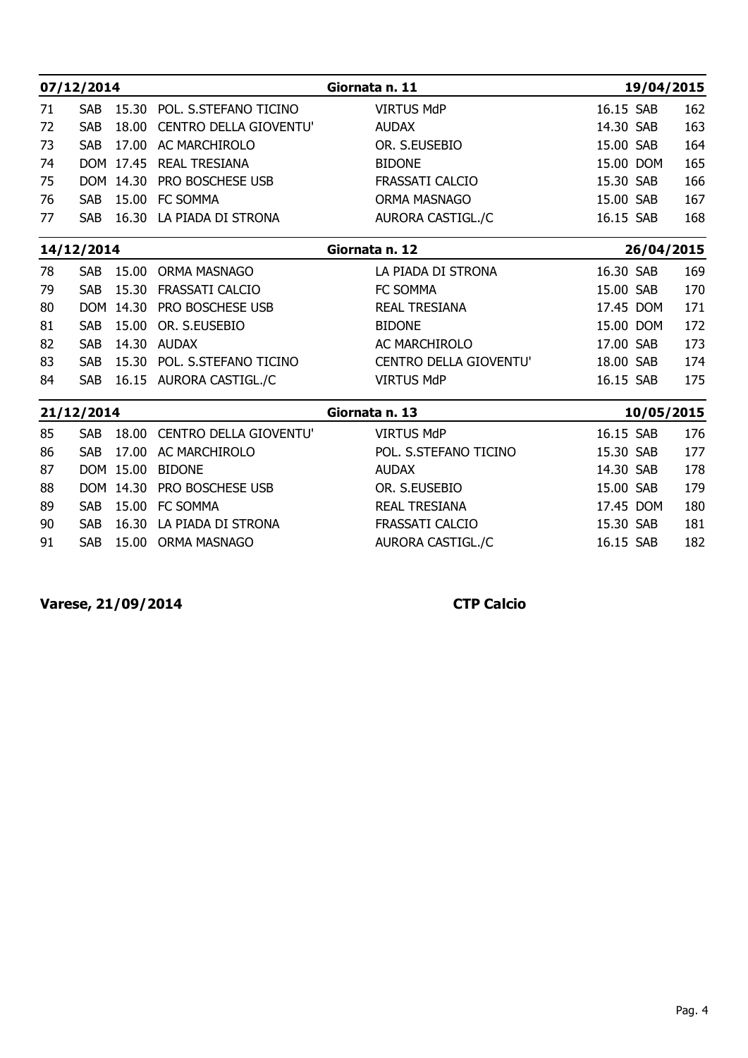| 07/12/2014 | | | | Giornata n. 11 | | | 19/04/2015 |
|---|---|---|---|---|---|---|---|
| 71 | SAB | 15.30 | POL. S.STEFANO TICINO | VIRTUS MdP | 16.15 | SAB | 162 |
| 72 | SAB | 18.00 | CENTRO DELLA GIOVENTU' | AUDAX | 14.30 | SAB | 163 |
| 73 | SAB | 17.00 | AC MARCHIROLO | OR. S.EUSEBIO | 15.00 | SAB | 164 |
| 74 | DOM | 17.45 | REAL TRESIANA | BIDONE | 15.00 | DOM | 165 |
| 75 | DOM | 14.30 | PRO BOSCHESE USB | FRASSATI CALCIO | 15.30 | SAB | 166 |
| 76 | SAB | 15.00 | FC SOMMA | ORMA MASNAGO | 15.00 | SAB | 167 |
| 77 | SAB | 16.30 | LA PIADA DI STRONA | AURORA CASTIGL./C | 16.15 | SAB | 168 |

| 14/12/2014 | | | | Giornata n. 12 | | | 26/04/2015 |
|---|---|---|---|---|---|---|---|
| 78 | SAB | 15.00 | ORMA MASNAGO | LA PIADA DI STRONA | 16.30 | SAB | 169 |
| 79 | SAB | 15.30 | FRASSATI CALCIO | FC SOMMA | 15.00 | SAB | 170 |
| 80 | DOM | 14.30 | PRO BOSCHESE USB | REAL TRESIANA | 17.45 | DOM | 171 |
| 81 | SAB | 15.00 | OR. S.EUSEBIO | BIDONE | 15.00 | DOM | 172 |
| 82 | SAB | 14.30 | AUDAX | AC MARCHIROLO | 17.00 | SAB | 173 |
| 83 | SAB | 15.30 | POL. S.STEFANO TICINO | CENTRO DELLA GIOVENTU' | 18.00 | SAB | 174 |
| 84 | SAB | 16.15 | AURORA CASTIGL./C | VIRTUS MdP | 16.15 | SAB | 175 |

| 21/12/2014 | | | | Giornata n. 13 | | | 10/05/2015 |
|---|---|---|---|---|---|---|---|
| 85 | SAB | 18.00 | CENTRO DELLA GIOVENTU' | VIRTUS MdP | 16.15 | SAB | 176 |
| 86 | SAB | 17.00 | AC MARCHIROLO | POL. S.STEFANO TICINO | 15.30 | SAB | 177 |
| 87 | DOM | 15.00 | BIDONE | AUDAX | 14.30 | SAB | 178 |
| 88 | DOM | 14.30 | PRO BOSCHESE USB | OR. S.EUSEBIO | 15.00 | SAB | 179 |
| 89 | SAB | 15.00 | FC SOMMA | REAL TRESIANA | 17.45 | DOM | 180 |
| 90 | SAB | 16.30 | LA PIADA DI STRONA | FRASSATI CALCIO | 15.30 | SAB | 181 |
| 91 | SAB | 15.00 | ORMA MASNAGO | AURORA CASTIGL./C | 16.15 | SAB | 182 |

**Varese, 21/09/2014** **CTP Calcio**